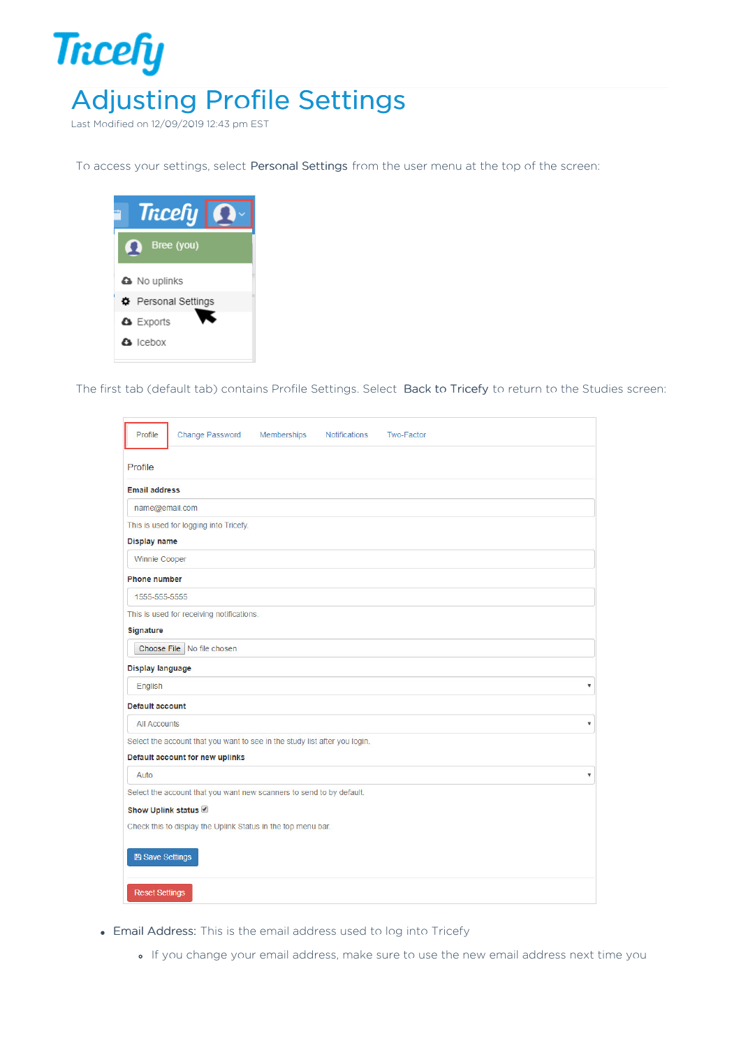# Adjusting Profile Settings

Last Modified on 12/09/2019 12:43 pm EST

To access your settings, select **Personal Settings** from the user menu at the top of the screen:

The first tab (default tab) contains Profile Settings. Select **Back to Tricefy** to return to the Studies screen:

- **Email Address:** This is the email address used to log into Tricefy
  - If you change your email address, make sure to use the new email address next time you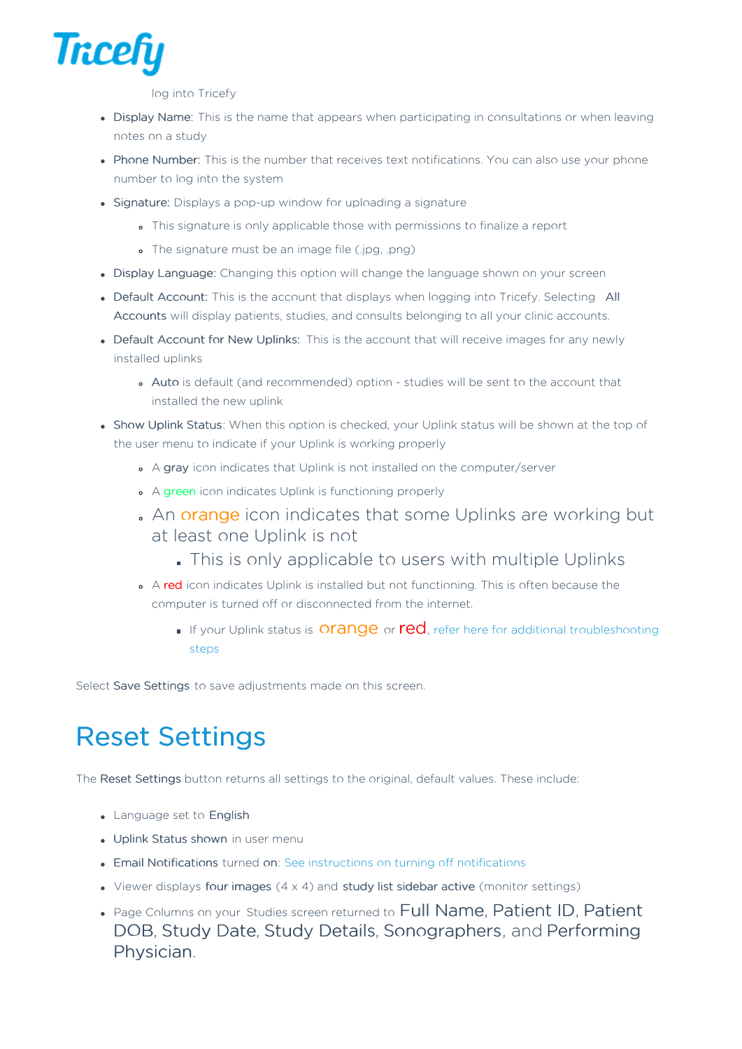log into Tricefy

- **Display Name**: This is the name that appears when participating in consultations or when leaving notes on a study
- **Phone Number**: This is the number that receives text notifications. You can also use your phone number to log into the system
- **Signature:** Displays a pop-up window for uploading a signature
  - This signature is only applicable those with permissions to finalize a report
  - The signature must be an image file (.jpg, .png)
- **Display Language:** Changing this option will change the language shown on your screen
- **Default Account:** This is the account that displays when logging into Tricefy. Selecting **All Accounts** will display patients, studies, and consults belonging to all your clinic accounts.
- **Default Account for New Uplinks:** This is the account that will receive images for any newly installed uplinks
  - **Auto** is default (and recommended) option - studies will be sent to the account that installed the new uplink
- **Show Uplink Status**: When this option is checked, your Uplink status will be shown at the top of the user menu to indicate if your Uplink is working properly
  - A **gray** icon indicates that Uplink is not installed on the computer/server
  - A green icon indicates Uplink is functioning properly
  - An orange icon indicates that some Uplinks are working but at least one Uplink is not
    - This is only applicable to users with multiple Uplinks
  - A red icon indicates Uplink is installed but not functioning. This is often because the computer is turned off or disconnected from the internet.
    - If your Uplink status is orange or red, refer here for additional troubleshooting steps

Select **Save Settings** to save adjustments made on this screen.

# Reset Settings

The **Reset Settings** button returns all settings to the original, default values. These include:

- Language set to **English**
- **Uplink Status shown** in user menu
- **Email Notifications** turned **on**: See instructions on turning off notifications
- Viewer displays **four images** (4 x 4) and **study list sidebar active** (monitor settings)
- Page Columns on your Studies screen returned to **Full Name**, **Patient ID**, **Patient DOB**, **Study Date**, **Study Details**, **Sonographers**, and **Performing Physician**.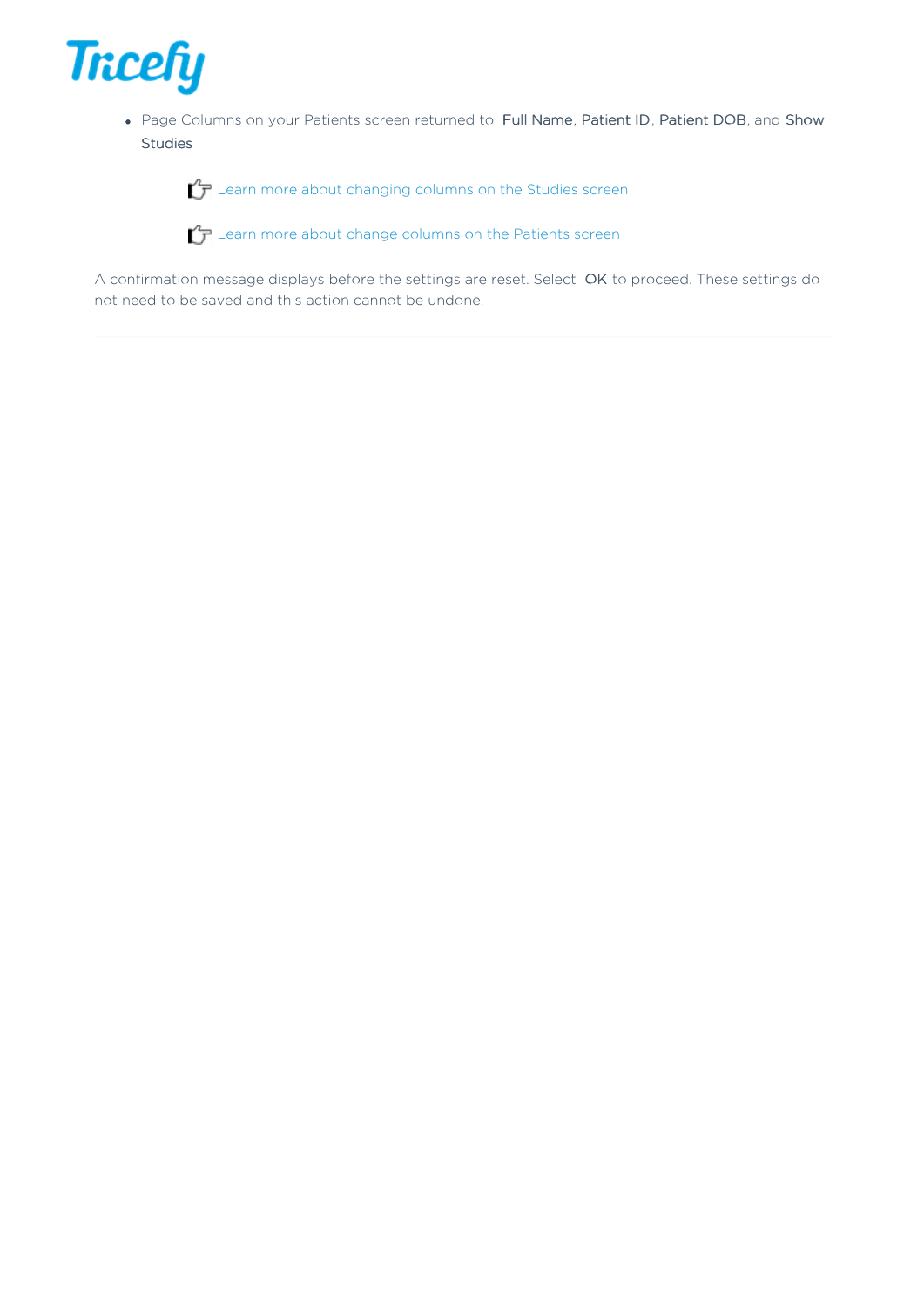- Page Columns on your Patients screen returned to **Full Name**, **Patient ID**, **Patient DOB**, and **Show Studies**

☞ Learn more about changing columns on the Studies screen

☞ Learn more about change columns on the Patients screen

A confirmation message displays before the settings are reset. Select **OK** to proceed. These settings do not need to be saved and this action cannot be undone.